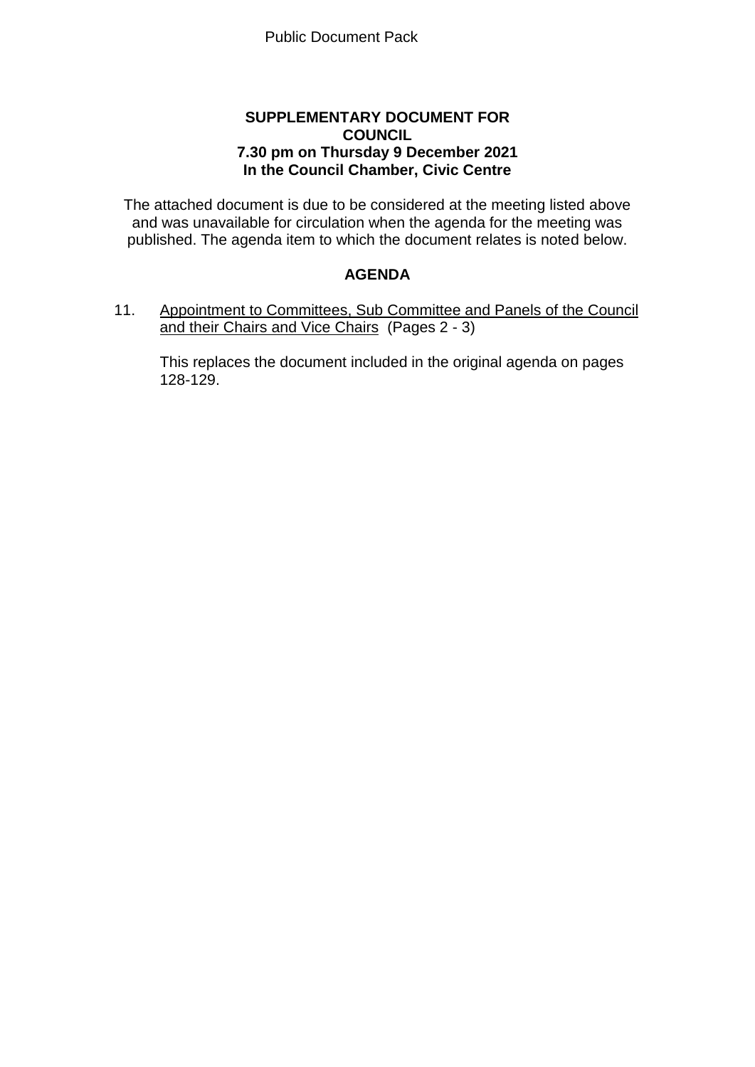Public Document Pack

**SUPPLEMENTARY DOCUMENT FOR COUNCIL**
**7.30 pm on Thursday 9 December 2021**
**In the Council Chamber, Civic Centre**

The attached document is due to be considered at the meeting listed above and was unavailable for circulation when the agenda for the meeting was published. The agenda item to which the document relates is noted below.

## AGENDA

11. Appointment to Committees, Sub Committee and Panels of the Council and their Chairs and Vice Chairs (Pages 2 - 3)

    This replaces the document included in the original agenda on pages 128-129.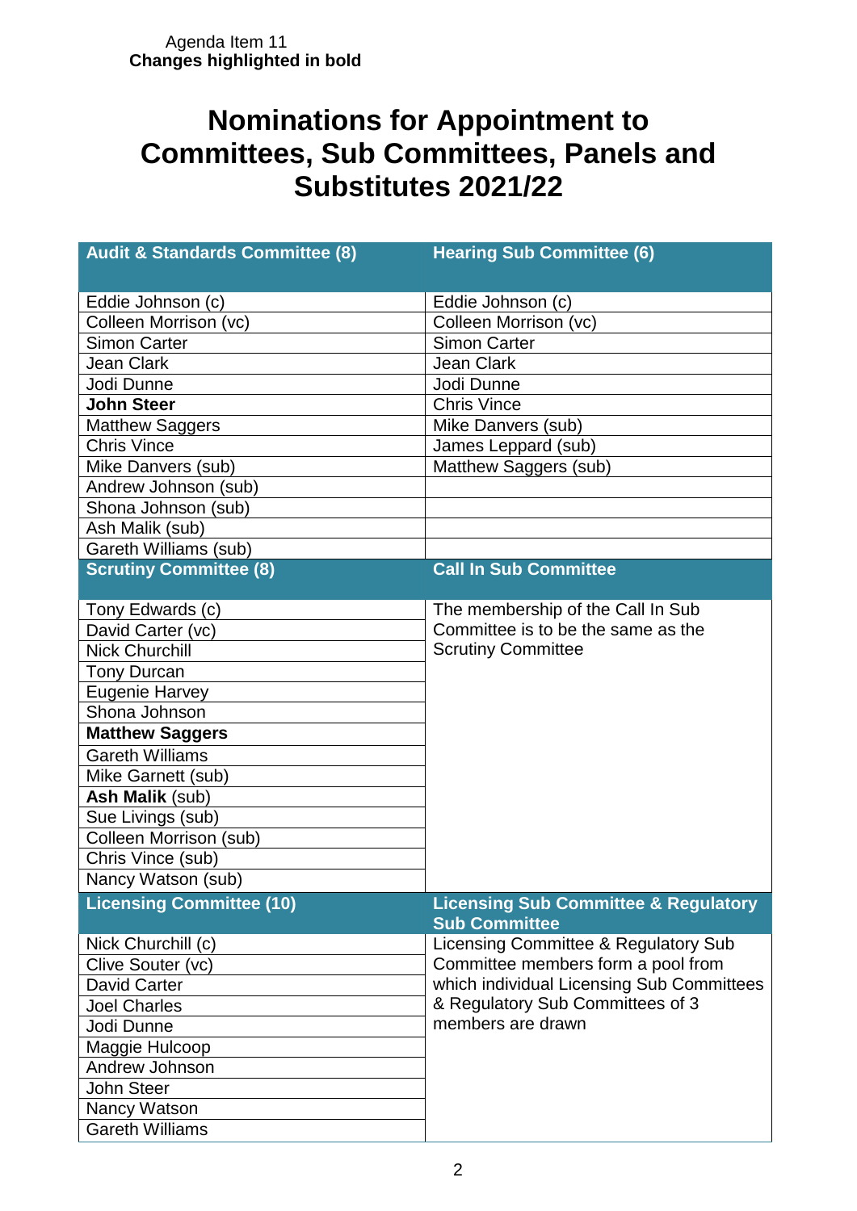Agenda Item 11
**Changes highlighted in bold**

# Nominations for Appointment to Committees, Sub Committees, Panels and Substitutes 2021/22

| Audit & Standards Committee (8) | Hearing Sub Committee (6) |
|---|---|
| Eddie Johnson (c) | Eddie Johnson (c) |
| Colleen Morrison (vc) | Colleen Morrison (vc) |
| Simon Carter | Simon Carter |
| Jean Clark | Jean Clark |
| Jodi Dunne | Jodi Dunne |
| **John Steer** | Chris Vince |
| Matthew Saggers | Mike Danvers (sub) |
| Chris Vince | James Leppard (sub) |
| Mike Danvers (sub) | Matthew Saggers (sub) |
| Andrew Johnson (sub) | |
| Shona Johnson (sub) | |
| Ash Malik (sub) | |
| Gareth Williams (sub) | |

| Scrutiny Committee (8) | Call In Sub Committee |
|---|---|
| Tony Edwards (c) | The membership of the Call In Sub Committee is to be the same as the Scrutiny Committee |
| David Carter (vc) | |
| Nick Churchill | |
| Tony Durcan | |
| Eugenie Harvey | |
| Shona Johnson | |
| **Matthew Saggers** | |
| Gareth Williams | |
| Mike Garnett (sub) | |
| **Ash Malik** (sub) | |
| Sue Livings (sub) | |
| Colleen Morrison (sub) | |
| Chris Vince (sub) | |
| Nancy Watson (sub) | |

| Licensing Committee (10) | Licensing Sub Committee & Regulatory Sub Committee |
|---|---|
| Nick Churchill (c) | Licensing Committee & Regulatory Sub Committee members form a pool from which individual Licensing Sub Committees & Regulatory Sub Committees of 3 members are drawn |
| Clive Souter (vc) | |
| David Carter | |
| Joel Charles | |
| Jodi Dunne | |
| Maggie Hulcoop | |
| Andrew Johnson | |
| John Steer | |
| Nancy Watson | |
| Gareth Williams | |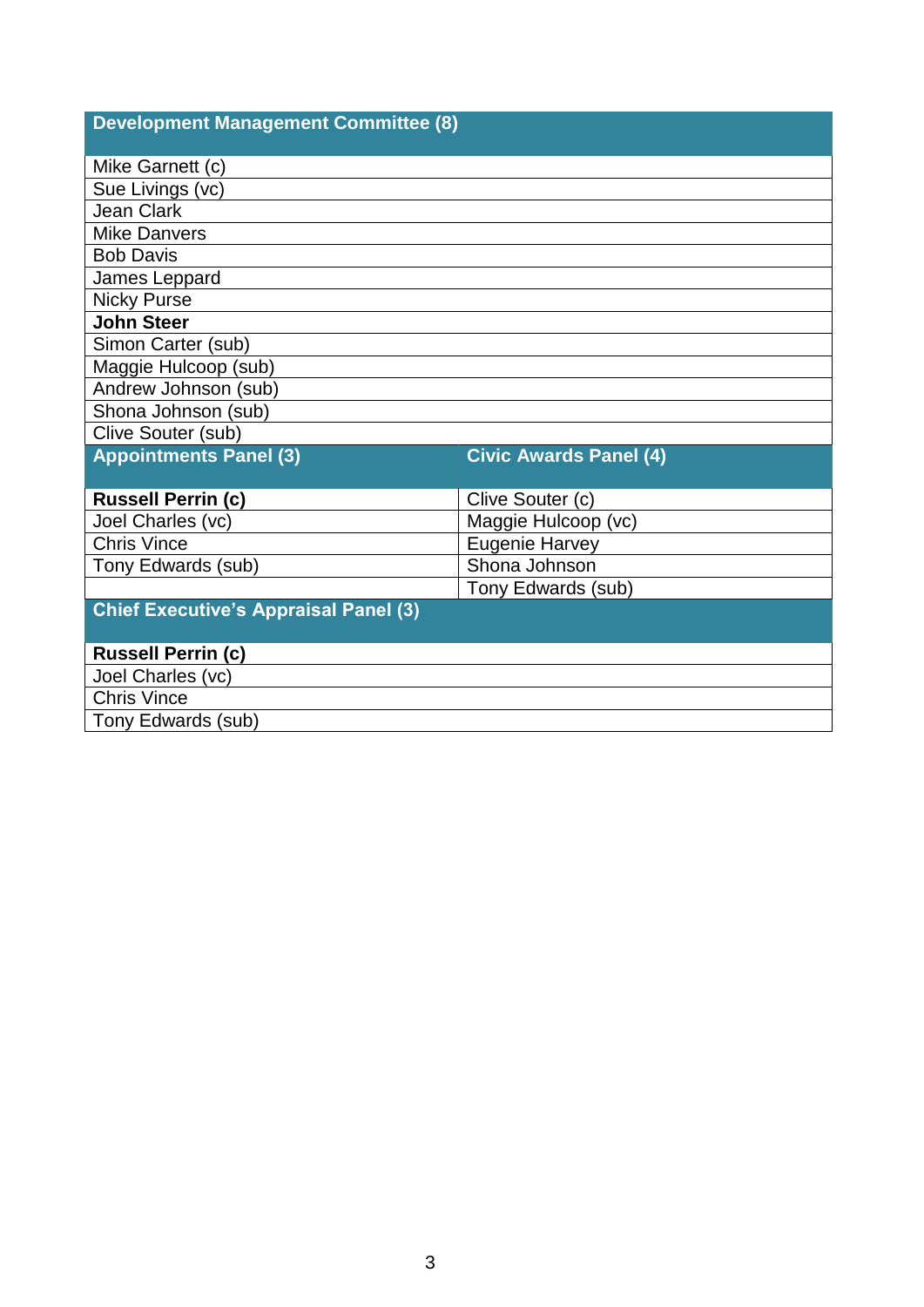| Development Management Committee (8) |
|---|
| Mike Garnett (c) |
| Sue Livings (vc) |
| Jean Clark |
| Mike Danvers |
| Bob Davis |
| James Leppard |
| Nicky Purse |
| **John Steer** |
| Simon Carter (sub) |
| Maggie Hulcoop (sub) |
| Andrew Johnson (sub) |
| Shona Johnson (sub) |
| Clive Souter (sub) |

| Appointments Panel (3) | Civic Awards Panel (4) |
|---|---|
| **Russell Perrin (c)** | Clive Souter (c) |
| Joel Charles (vc) | Maggie Hulcoop (vc) |
| Chris Vince | Eugenie Harvey |
| Tony Edwards (sub) | Shona Johnson |
| | Tony Edwards (sub) |

| Chief Executive's Appraisal Panel (3) |
|---|
| **Russell Perrin (c)** |
| Joel Charles (vc) |
| Chris Vince |
| Tony Edwards (sub) |